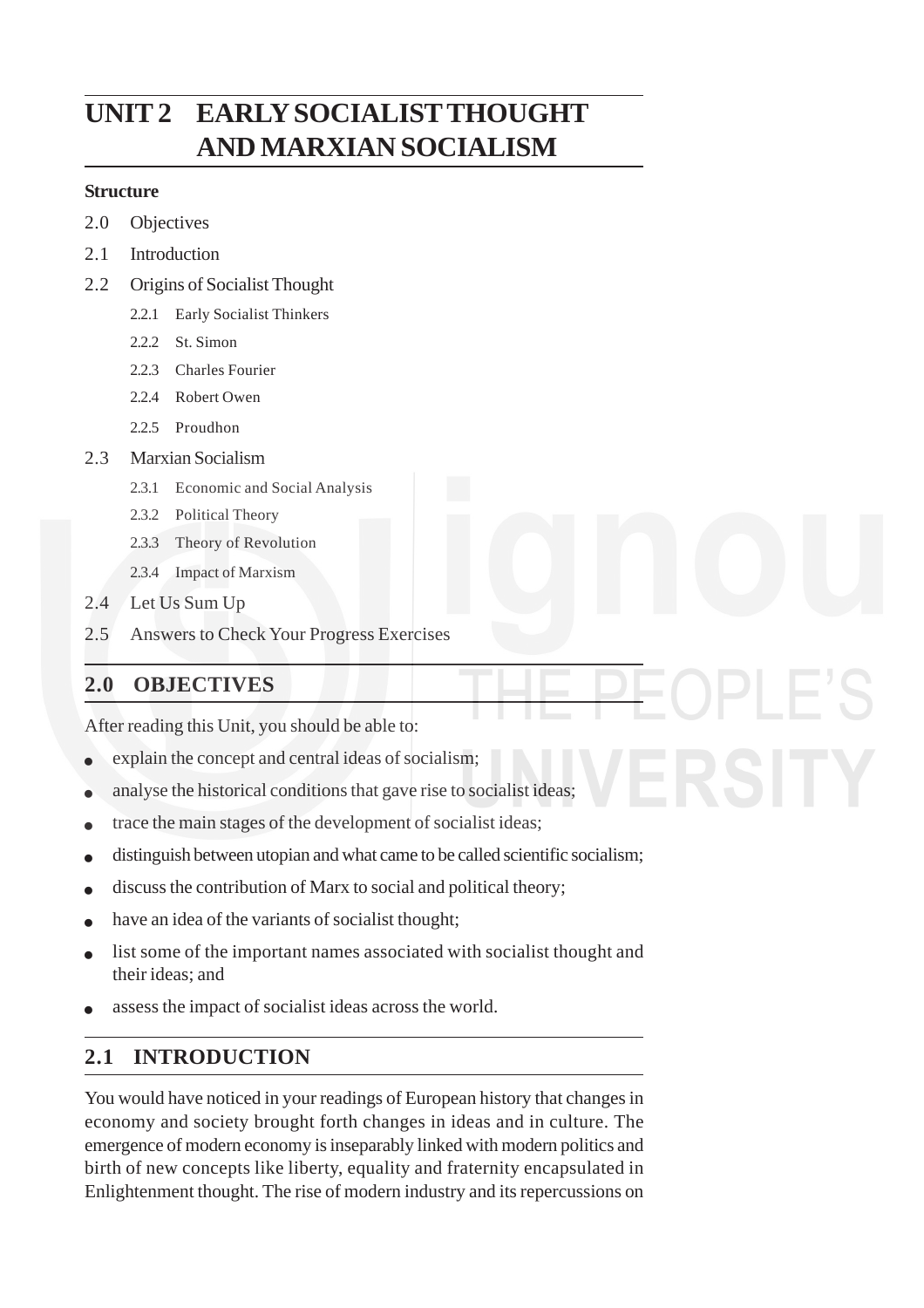# UNIT 2 EARLY SOCIALIST THOUGHT AND MARXIAN SOCIALISM

**Structure**

- 2.0 Objectives
- 2.1 Introduction
- 2.2 Origins of Socialist Thought
  - 2.2.1 Early Socialist Thinkers
  - 2.2.2 St. Simon
  - 2.2.3 Charles Fourier
  - 2.2.4 Robert Owen
  - 2.2.5 Proudhon
- 2.3 Marxian Socialism
  - 2.3.1 Economic and Social Analysis
  - 2.3.2 Political Theory
  - 2.3.3 Theory of Revolution
  - 2.3.4 Impact of Marxism
- 2.4 Let Us Sum Up
- 2.5 Answers to Check Your Progress Exercises

## 2.0 OBJECTIVES

After reading this Unit, you should be able to:

- explain the concept and central ideas of socialism;
- analyse the historical conditions that gave rise to socialist ideas;
- trace the main stages of the development of socialist ideas;
- distinguish between utopian and what came to be called scientific socialism;
- discuss the contribution of Marx to social and political theory;
- have an idea of the variants of socialist thought;
- list some of the important names associated with socialist thought and their ideas; and
- assess the impact of socialist ideas across the world.

## 2.1 INTRODUCTION

You would have noticed in your readings of European history that changes in economy and society brought forth changes in ideas and in culture. The emergence of modern economy is inseparably linked with modern politics and birth of new concepts like liberty, equality and fraternity encapsulated in Enlightenment thought. The rise of modern industry and its repercussions on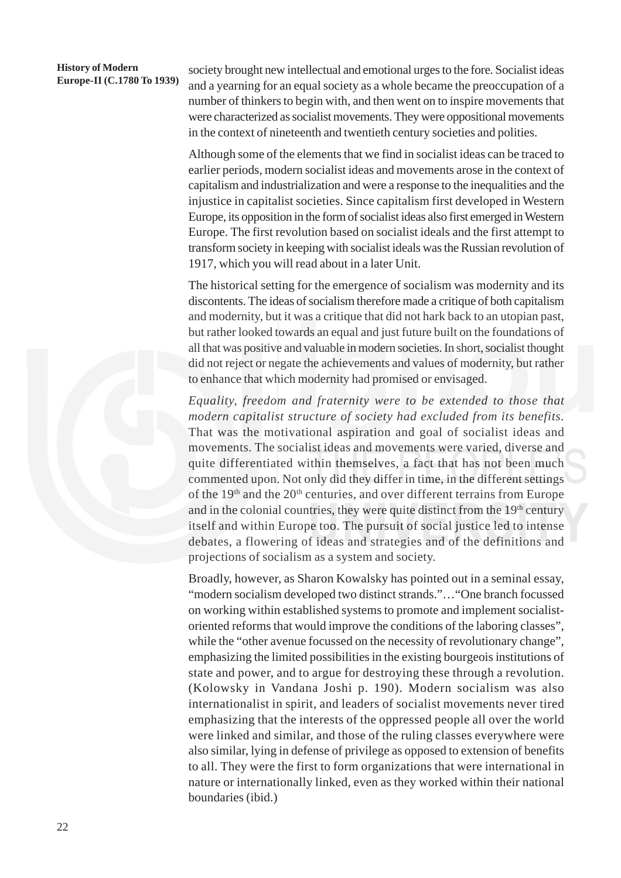society brought new intellectual and emotional urges to the fore. Socialist ideas and a yearning for an equal society as a whole became the preoccupation of a number of thinkers to begin with, and then went on to inspire movements that were characterized as socialist movements. They were oppositional movements in the context of nineteenth and twentieth century societies and polities.

Although some of the elements that we find in socialist ideas can be traced to earlier periods, modern socialist ideas and movements arose in the context of capitalism and industrialization and were a response to the inequalities and the injustice in capitalist societies. Since capitalism first developed in Western Europe, its opposition in the form of socialist ideas also first emerged in Western Europe. The first revolution based on socialist ideals and the first attempt to transform society in keeping with socialist ideals was the Russian revolution of 1917, which you will read about in a later Unit.

The historical setting for the emergence of socialism was modernity and its discontents. The ideas of socialism therefore made a critique of both capitalism and modernity, but it was a critique that did not hark back to an utopian past, but rather looked towards an equal and just future built on the foundations of all that was positive and valuable in modern societies. In short, socialist thought did not reject or negate the achievements and values of modernity, but rather to enhance that which modernity had promised or envisaged.

*Equality, freedom and fraternity were to be extended to those that modern capitalist structure of society had excluded from its benefits.* That was the motivational aspiration and goal of socialist ideas and movements. The socialist ideas and movements were varied, diverse and quite differentiated within themselves, a fact that has not been much commented upon. Not only did they differ in time, in the different settings of the 19th and the 20th centuries, and over different terrains from Europe and in the colonial countries, they were quite distinct from the 19th century itself and within Europe too. The pursuit of social justice led to intense debates, a flowering of ideas and strategies and of the definitions and projections of socialism as a system and society.

Broadly, however, as Sharon Kowalsky has pointed out in a seminal essay, "modern socialism developed two distinct strands."…"One branch focussed on working within established systems to promote and implement socialist-oriented reforms that would improve the conditions of the laboring classes", while the "other avenue focussed on the necessity of revolutionary change", emphasizing the limited possibilities in the existing bourgeois institutions of state and power, and to argue for destroying these through a revolution. (Kolowsky in Vandana Joshi p. 190). Modern socialism was also internationalist in spirit, and leaders of socialist movements never tired emphasizing that the interests of the oppressed people all over the world were linked and similar, and those of the ruling classes everywhere were also similar, lying in defense of privilege as opposed to extension of benefits to all. They were the first to form organizations that were international in nature or internationally linked, even as they worked within their national boundaries (ibid.)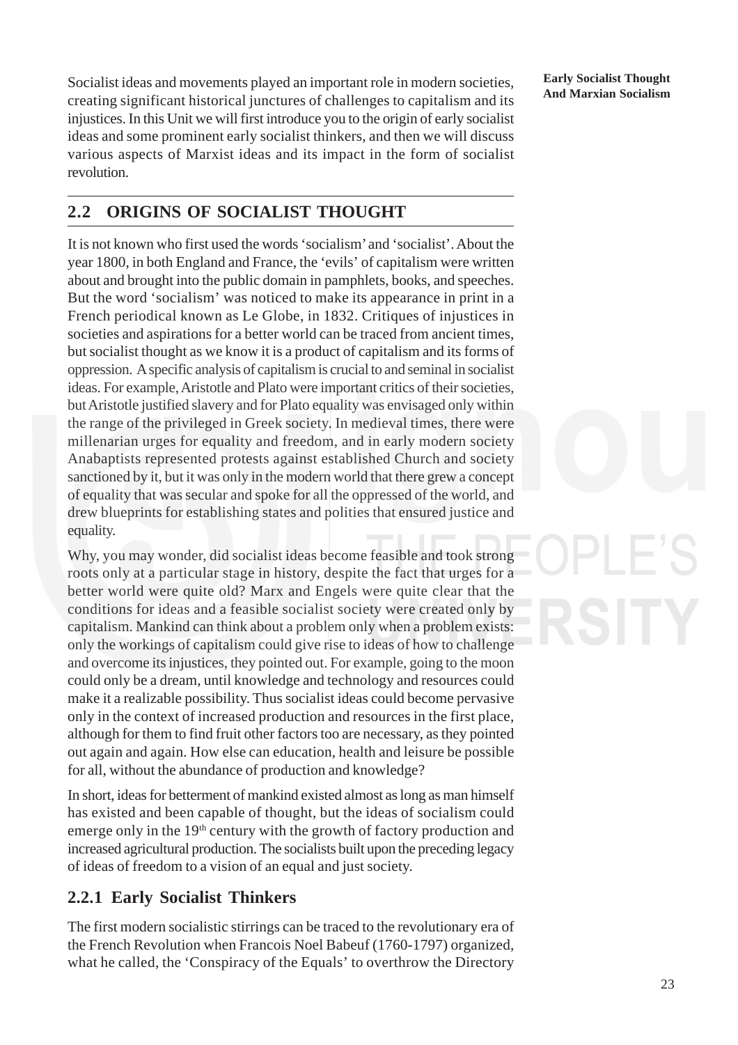Socialist ideas and movements played an important role in modern societies, creating significant historical junctures of challenges to capitalism and its injustices. In this Unit we will first introduce you to the origin of early socialist ideas and some prominent early socialist thinkers, and then we will discuss various aspects of Marxist ideas and its impact in the form of socialist revolution.

## 2.2 ORIGINS OF SOCIALIST THOUGHT

It is not known who first used the words 'socialism' and 'socialist'. About the year 1800, in both England and France, the 'evils' of capitalism were written about and brought into the public domain in pamphlets, books, and speeches. But the word 'socialism' was noticed to make its appearance in print in a French periodical known as Le Globe, in 1832. Critiques of injustices in societies and aspirations for a better world can be traced from ancient times, but socialist thought as we know it is a product of capitalism and its forms of oppression. A specific analysis of capitalism is crucial to and seminal in socialist ideas. For example, Aristotle and Plato were important critics of their societies, but Aristotle justified slavery and for Plato equality was envisaged only within the range of the privileged in Greek society. In medieval times, there were millenarian urges for equality and freedom, and in early modern society Anabaptists represented protests against established Church and society sanctioned by it, but it was only in the modern world that there grew a concept of equality that was secular and spoke for all the oppressed of the world, and drew blueprints for establishing states and polities that ensured justice and equality.

Why, you may wonder, did socialist ideas become feasible and took strong roots only at a particular stage in history, despite the fact that urges for a better world were quite old? Marx and Engels were quite clear that the conditions for ideas and a feasible socialist society were created only by capitalism. Mankind can think about a problem only when a problem exists: only the workings of capitalism could give rise to ideas of how to challenge and overcome its injustices, they pointed out. For example, going to the moon could only be a dream, until knowledge and technology and resources could make it a realizable possibility. Thus socialist ideas could become pervasive only in the context of increased production and resources in the first place, although for them to find fruit other factors too are necessary, as they pointed out again and again. How else can education, health and leisure be possible for all, without the abundance of production and knowledge?

In short, ideas for betterment of mankind existed almost as long as man himself has existed and been capable of thought, but the ideas of socialism could emerge only in the 19th century with the growth of factory production and increased agricultural production. The socialists built upon the preceding legacy of ideas of freedom to a vision of an equal and just society.

### 2.2.1 Early Socialist Thinkers

The first modern socialistic stirrings can be traced to the revolutionary era of the French Revolution when Francois Noel Babeuf (1760-1797) organized, what he called, the 'Conspiracy of the Equals' to overthrow the Directory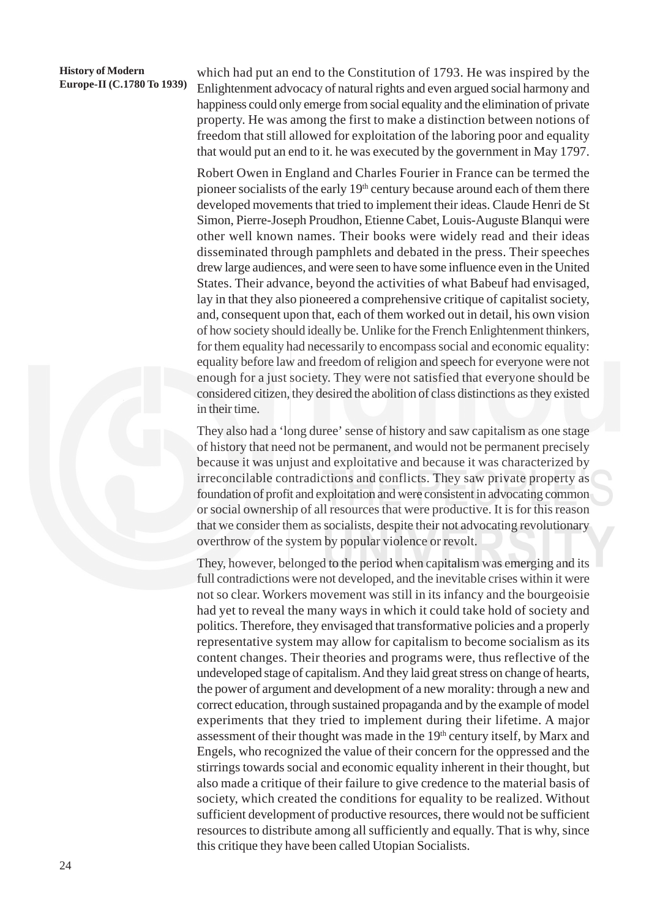which had put an end to the Constitution of 1793. He was inspired by the Enlightenment advocacy of natural rights and even argued social harmony and happiness could only emerge from social equality and the elimination of private property. He was among the first to make a distinction between notions of freedom that still allowed for exploitation of the laboring poor and equality that would put an end to it. he was executed by the government in May 1797.

Robert Owen in England and Charles Fourier in France can be termed the pioneer socialists of the early 19th century because around each of them there developed movements that tried to implement their ideas. Claude Henri de St Simon, Pierre-Joseph Proudhon, Etienne Cabet, Louis-Auguste Blanqui were other well known names. Their books were widely read and their ideas disseminated through pamphlets and debated in the press. Their speeches drew large audiences, and were seen to have some influence even in the United States. Their advance, beyond the activities of what Babeuf had envisaged, lay in that they also pioneered a comprehensive critique of capitalist society, and, consequent upon that, each of them worked out in detail, his own vision of how society should ideally be. Unlike for the French Enlightenment thinkers, for them equality had necessarily to encompass social and economic equality: equality before law and freedom of religion and speech for everyone were not enough for a just society. They were not satisfied that everyone should be considered citizen, they desired the abolition of class distinctions as they existed in their time.

They also had a 'long duree' sense of history and saw capitalism as one stage of history that need not be permanent, and would not be permanent precisely because it was unjust and exploitative and because it was characterized by irreconcilable contradictions and conflicts. They saw private property as foundation of profit and exploitation and were consistent in advocating common or social ownership of all resources that were productive. It is for this reason that we consider them as socialists, despite their not advocating revolutionary overthrow of the system by popular violence or revolt.

They, however, belonged to the period when capitalism was emerging and its full contradictions were not developed, and the inevitable crises within it were not so clear. Workers movement was still in its infancy and the bourgeoisie had yet to reveal the many ways in which it could take hold of society and politics. Therefore, they envisaged that transformative policies and a properly representative system may allow for capitalism to become socialism as its content changes. Their theories and programs were, thus reflective of the undeveloped stage of capitalism. And they laid great stress on change of hearts, the power of argument and development of a new morality: through a new and correct education, through sustained propaganda and by the example of model experiments that they tried to implement during their lifetime. A major assessment of their thought was made in the 19th century itself, by Marx and Engels, who recognized the value of their concern for the oppressed and the stirrings towards social and economic equality inherent in their thought, but also made a critique of their failure to give credence to the material basis of society, which created the conditions for equality to be realized. Without sufficient development of productive resources, there would not be sufficient resources to distribute among all sufficiently and equally. That is why, since this critique they have been called Utopian Socialists.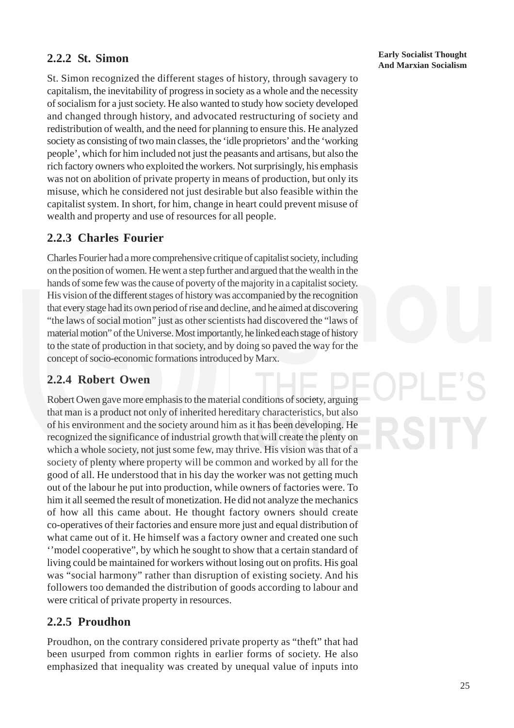### 2.2.2 St. Simon

St. Simon recognized the different stages of history, through savagery to capitalism, the inevitability of progress in society as a whole and the necessity of socialism for a just society. He also wanted to study how society developed and changed through history, and advocated restructuring of society and redistribution of wealth, and the need for planning to ensure this. He analyzed society as consisting of two main classes, the 'idle proprietors' and the 'working people', which for him included not just the peasants and artisans, but also the rich factory owners who exploited the workers. Not surprisingly, his emphasis was not on abolition of private property in means of production, but only its misuse, which he considered not just desirable but also feasible within the capitalist system. In short, for him, change in heart could prevent misuse of wealth and property and use of resources for all people.

### 2.2.3 Charles Fourier

Charles Fourier had a more comprehensive critique of capitalist society, including on the position of women. He went a step further and argued that the wealth in the hands of some few was the cause of poverty of the majority in a capitalist society. His vision of the different stages of history was accompanied by the recognition that every stage had its own period of rise and decline, and he aimed at discovering "the laws of social motion" just as other scientists had discovered the "laws of material motion" of the Universe. Most importantly, he linked each stage of history to the state of production in that society, and by doing so paved the way for the concept of socio-economic formations introduced by Marx.

### 2.2.4 Robert Owen

Robert Owen gave more emphasis to the material conditions of society, arguing that man is a product not only of inherited hereditary characteristics, but also of his environment and the society around him as it has been developing. He recognized the significance of industrial growth that will create the plenty on which a whole society, not just some few, may thrive. His vision was that of a society of plenty where property will be common and worked by all for the good of all. He understood that in his day the worker was not getting much out of the labour he put into production, while owners of factories were. To him it all seemed the result of monetization. He did not analyze the mechanics of how all this came about. He thought factory owners should create co-operatives of their factories and ensure more just and equal distribution of what came out of it. He himself was a factory owner and created one such ''model cooperative", by which he sought to show that a certain standard of living could be maintained for workers without losing out on profits. His goal was "social harmony" rather than disruption of existing society. And his followers too demanded the distribution of goods according to labour and were critical of private property in resources.

### 2.2.5 Proudhon

Proudhon, on the contrary considered private property as "theft" that had been usurped from common rights in earlier forms of society. He also emphasized that inequality was created by unequal value of inputs into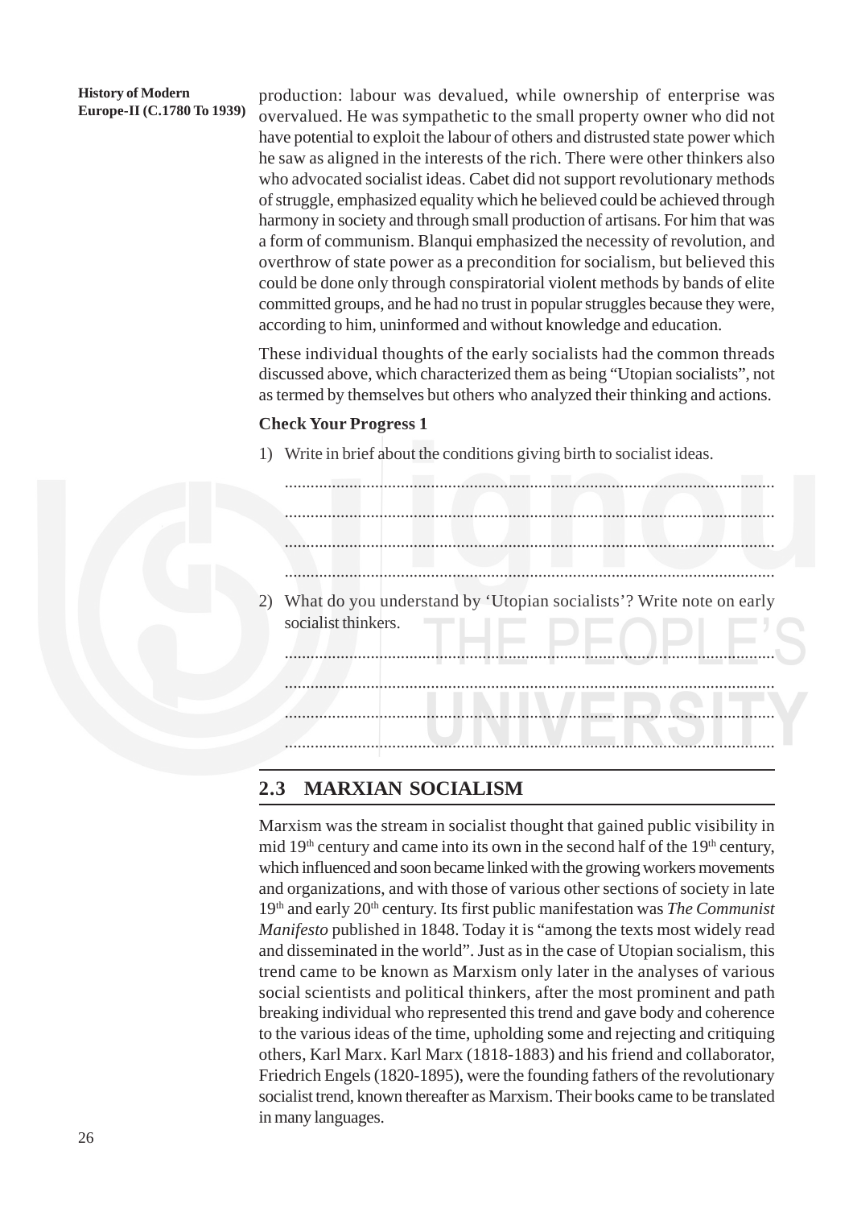production: labour was devalued, while ownership of enterprise was overvalued. He was sympathetic to the small property owner who did not have potential to exploit the labour of others and distrusted state power which he saw as aligned in the interests of the rich. There were other thinkers also who advocated socialist ideas. Cabet did not support revolutionary methods of struggle, emphasized equality which he believed could be achieved through harmony in society and through small production of artisans. For him that was a form of communism. Blanqui emphasized the necessity of revolution, and overthrow of state power as a precondition for socialism, but believed this could be done only through conspiratorial violent methods by bands of elite committed groups, and he had no trust in popular struggles because they were, according to him, uninformed and without knowledge and education.

These individual thoughts of the early socialists had the common threads discussed above, which characterized them as being "Utopian socialists", not as termed by themselves but others who analyzed their thinking and actions.

**Check Your Progress 1**

1) Write in brief about the conditions giving birth to socialist ideas.

...............................................................................................................

...............................................................................................................

...............................................................................................................

...............................................................................................................

2) What do you understand by 'Utopian socialists'? Write note on early socialist thinkers.

...............................................................................................................

...............................................................................................................

...............................................................................................................

...............................................................................................................

## 2.3 MARXIAN SOCIALISM

Marxism was the stream in socialist thought that gained public visibility in mid 19th century and came into its own in the second half of the 19th century, which influenced and soon became linked with the growing workers movements and organizations, and with those of various other sections of society in late 19th and early 20th century. Its first public manifestation was *The Communist Manifesto* published in 1848. Today it is "among the texts most widely read and disseminated in the world". Just as in the case of Utopian socialism, this trend came to be known as Marxism only later in the analyses of various social scientists and political thinkers, after the most prominent and path breaking individual who represented this trend and gave body and coherence to the various ideas of the time, upholding some and rejecting and critiquing others, Karl Marx. Karl Marx (1818-1883) and his friend and collaborator, Friedrich Engels (1820-1895), were the founding fathers of the revolutionary socialist trend, known thereafter as Marxism. Their books came to be translated in many languages.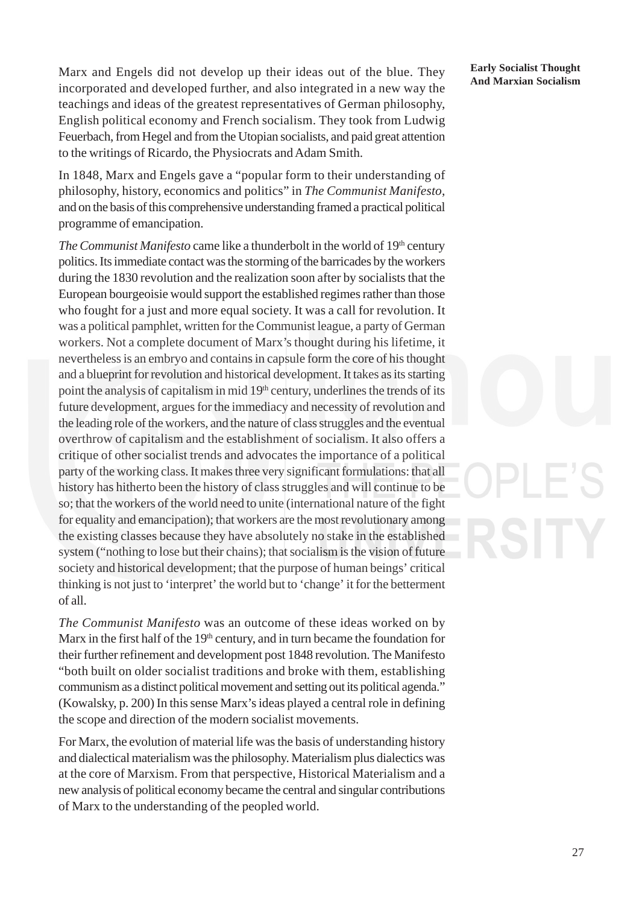Marx and Engels did not develop up their ideas out of the blue. They incorporated and developed further, and also integrated in a new way the teachings and ideas of the greatest representatives of German philosophy, English political economy and French socialism. They took from Ludwig Feuerbach, from Hegel and from the Utopian socialists, and paid great attention to the writings of Ricardo, the Physiocrats and Adam Smith.

In 1848, Marx and Engels gave a "popular form to their understanding of philosophy, history, economics and politics" in *The Communist Manifesto*, and on the basis of this comprehensive understanding framed a practical political programme of emancipation.

*The Communist Manifesto* came like a thunderbolt in the world of 19th century politics. Its immediate contact was the storming of the barricades by the workers during the 1830 revolution and the realization soon after by socialists that the European bourgeoisie would support the established regimes rather than those who fought for a just and more equal society. It was a call for revolution. It was a political pamphlet, written for the Communist league, a party of German workers. Not a complete document of Marx's thought during his lifetime, it nevertheless is an embryo and contains in capsule form the core of his thought and a blueprint for revolution and historical development. It takes as its starting point the analysis of capitalism in mid 19th century, underlines the trends of its future development, argues for the immediacy and necessity of revolution and the leading role of the workers, and the nature of class struggles and the eventual overthrow of capitalism and the establishment of socialism. It also offers a critique of other socialist trends and advocates the importance of a political party of the working class. It makes three very significant formulations: that all history has hitherto been the history of class struggles and will continue to be so; that the workers of the world need to unite (international nature of the fight for equality and emancipation); that workers are the most revolutionary among the existing classes because they have absolutely no stake in the established system ("nothing to lose but their chains); that socialism is the vision of future society and historical development; that the purpose of human beings' critical thinking is not just to 'interpret' the world but to 'change' it for the betterment of all.

*The Communist Manifesto* was an outcome of these ideas worked on by Marx in the first half of the 19th century, and in turn became the foundation for their further refinement and development post 1848 revolution. The Manifesto "both built on older socialist traditions and broke with them, establishing communism as a distinct political movement and setting out its political agenda." (Kowalsky, p. 200) In this sense Marx's ideas played a central role in defining the scope and direction of the modern socialist movements.

For Marx, the evolution of material life was the basis of understanding history and dialectical materialism was the philosophy. Materialism plus dialectics was at the core of Marxism. From that perspective, Historical Materialism and a new analysis of political economy became the central and singular contributions of Marx to the understanding of the peopled world.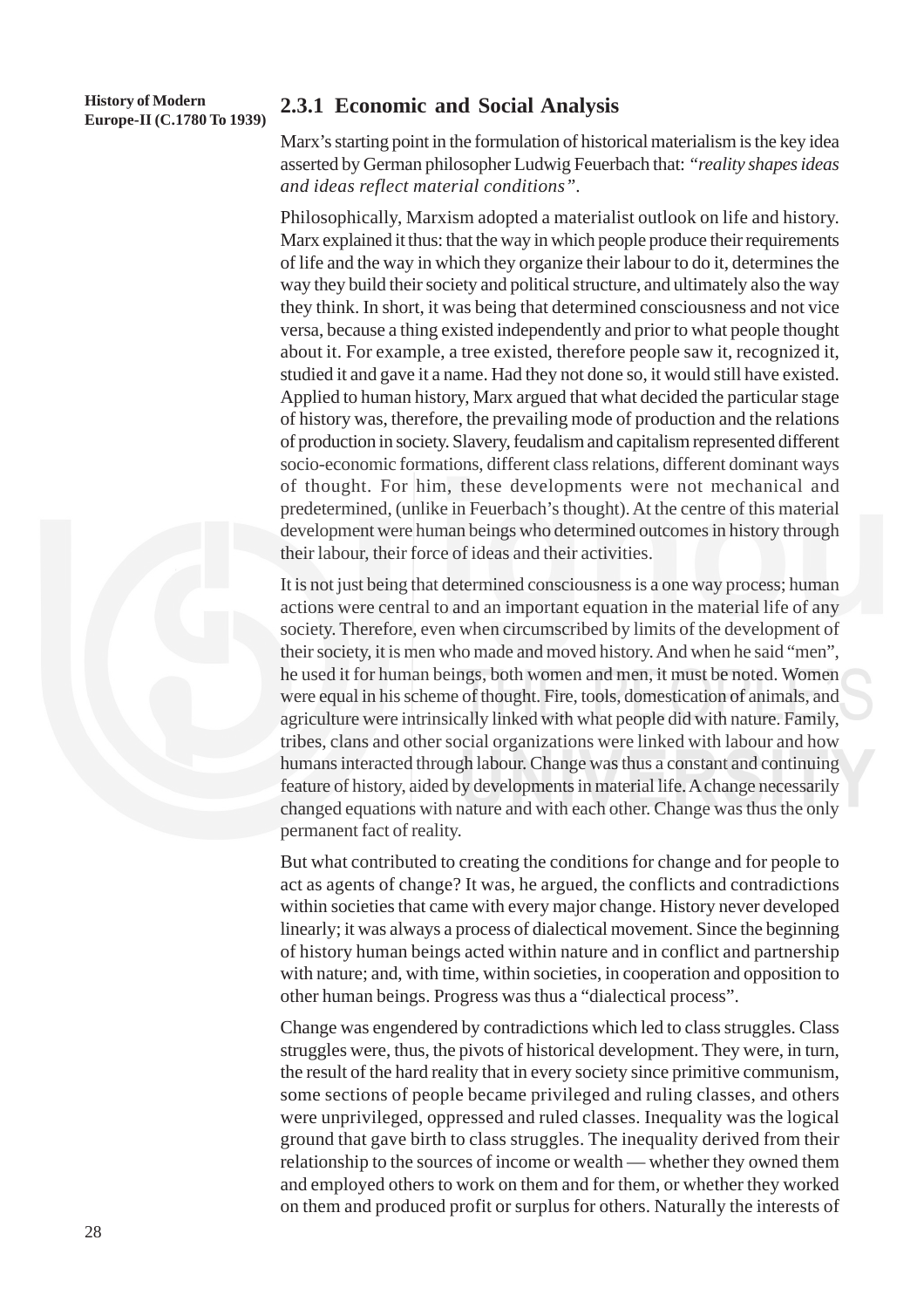## 2.3.1 Economic and Social Analysis

Marx's starting point in the formulation of historical materialism is the key idea asserted by German philosopher Ludwig Feuerbach that: *"reality shapes ideas and ideas reflect material conditions"*.

Philosophically, Marxism adopted a materialist outlook on life and history. Marx explained it thus: that the way in which people produce their requirements of life and the way in which they organize their labour to do it, determines the way they build their society and political structure, and ultimately also the way they think. In short, it was being that determined consciousness and not vice versa, because a thing existed independently and prior to what people thought about it. For example, a tree existed, therefore people saw it, recognized it, studied it and gave it a name. Had they not done so, it would still have existed. Applied to human history, Marx argued that what decided the particular stage of history was, therefore, the prevailing mode of production and the relations of production in society. Slavery, feudalism and capitalism represented different socio-economic formations, different class relations, different dominant ways of thought. For him, these developments were not mechanical and predetermined, (unlike in Feuerbach's thought). At the centre of this material development were human beings who determined outcomes in history through their labour, their force of ideas and their activities.

It is not just being that determined consciousness is a one way process; human actions were central to and an important equation in the material life of any society. Therefore, even when circumscribed by limits of the development of their society, it is men who made and moved history. And when he said "men", he used it for human beings, both women and men, it must be noted. Women were equal in his scheme of thought. Fire, tools, domestication of animals, and agriculture were intrinsically linked with what people did with nature. Family, tribes, clans and other social organizations were linked with labour and how humans interacted through labour. Change was thus a constant and continuing feature of history, aided by developments in material life. A change necessarily changed equations with nature and with each other. Change was thus the only permanent fact of reality.

But what contributed to creating the conditions for change and for people to act as agents of change? It was, he argued, the conflicts and contradictions within societies that came with every major change. History never developed linearly; it was always a process of dialectical movement. Since the beginning of history human beings acted within nature and in conflict and partnership with nature; and, with time, within societies, in cooperation and opposition to other human beings. Progress was thus a "dialectical process".

Change was engendered by contradictions which led to class struggles. Class struggles were, thus, the pivots of historical development. They were, in turn, the result of the hard reality that in every society since primitive communism, some sections of people became privileged and ruling classes, and others were unprivileged, oppressed and ruled classes. Inequality was the logical ground that gave birth to class struggles. The inequality derived from their relationship to the sources of income or wealth — whether they owned them and employed others to work on them and for them, or whether they worked on them and produced profit or surplus for others. Naturally the interests of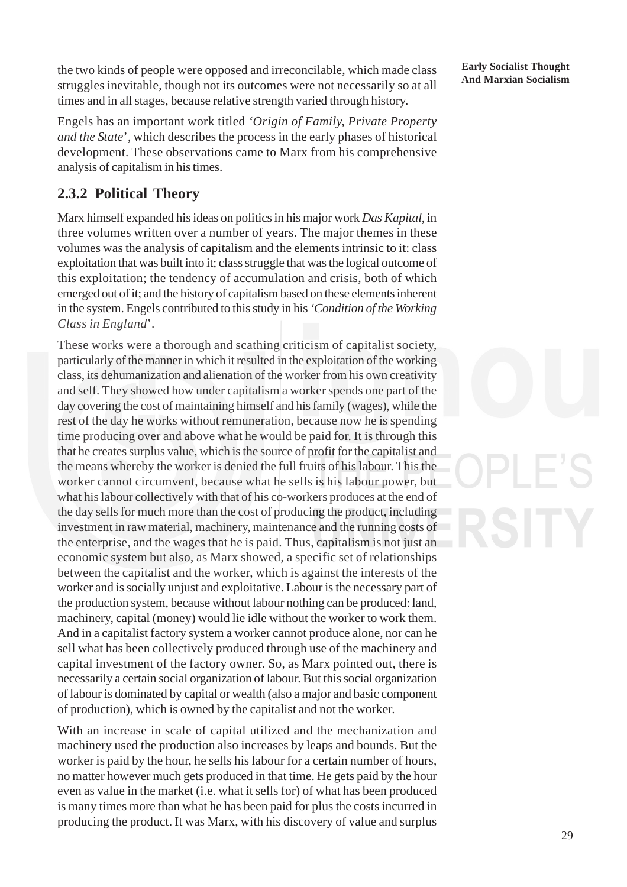the two kinds of people were opposed and irreconcilable, which made class struggles inevitable, though not its outcomes were not necessarily so at all times and in all stages, because relative strength varied through history.

Engels has an important work titled *'Origin of Family, Private Property and the State*', which describes the process in the early phases of historical development. These observations came to Marx from his comprehensive analysis of capitalism in his times.

## 2.3.2 Political Theory

Marx himself expanded his ideas on politics in his major work *Das Kapital*, in three volumes written over a number of years. The major themes in these volumes was the analysis of capitalism and the elements intrinsic to it: class exploitation that was built into it; class struggle that was the logical outcome of this exploitation; the tendency of accumulation and crisis, both of which emerged out of it; and the history of capitalism based on these elements inherent in the system. Engels contributed to this study in his *'Condition of the Working Class in England*'.

These works were a thorough and scathing criticism of capitalist society, particularly of the manner in which it resulted in the exploitation of the working class, its dehumanization and alienation of the worker from his own creativity and self. They showed how under capitalism a worker spends one part of the day covering the cost of maintaining himself and his family (wages), while the rest of the day he works without remuneration, because now he is spending time producing over and above what he would be paid for. It is through this that he creates surplus value, which is the source of profit for the capitalist and the means whereby the worker is denied the full fruits of his labour. This the worker cannot circumvent, because what he sells is his labour power, but what his labour collectively with that of his co-workers produces at the end of the day sells for much more than the cost of producing the product, including investment in raw material, machinery, maintenance and the running costs of the enterprise, and the wages that he is paid. Thus, capitalism is not just an economic system but also, as Marx showed, a specific set of relationships between the capitalist and the worker, which is against the interests of the worker and is socially unjust and exploitative. Labour is the necessary part of the production system, because without labour nothing can be produced: land, machinery, capital (money) would lie idle without the worker to work them. And in a capitalist factory system a worker cannot produce alone, nor can he sell what has been collectively produced through use of the machinery and capital investment of the factory owner. So, as Marx pointed out, there is necessarily a certain social organization of labour. But this social organization of labour is dominated by capital or wealth (also a major and basic component of production), which is owned by the capitalist and not the worker.

With an increase in scale of capital utilized and the mechanization and machinery used the production also increases by leaps and bounds. But the worker is paid by the hour, he sells his labour for a certain number of hours, no matter however much gets produced in that time. He gets paid by the hour even as value in the market (i.e. what it sells for) of what has been produced is many times more than what he has been paid for plus the costs incurred in producing the product. It was Marx, with his discovery of value and surplus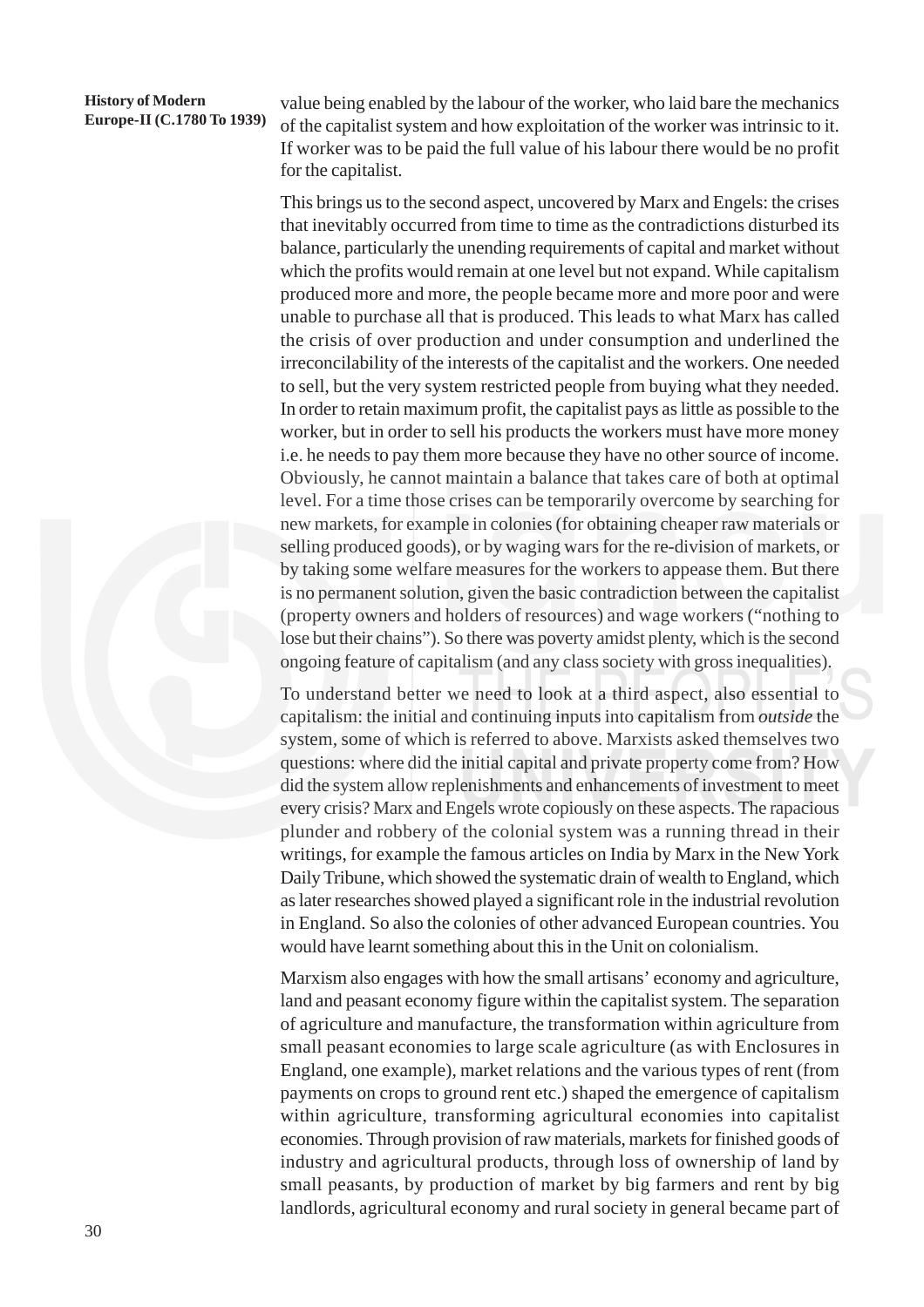value being enabled by the labour of the worker, who laid bare the mechanics of the capitalist system and how exploitation of the worker was intrinsic to it. If worker was to be paid the full value of his labour there would be no profit for the capitalist.

This brings us to the second aspect, uncovered by Marx and Engels: the crises that inevitably occurred from time to time as the contradictions disturbed its balance, particularly the unending requirements of capital and market without which the profits would remain at one level but not expand. While capitalism produced more and more, the people became more and more poor and were unable to purchase all that is produced. This leads to what Marx has called the crisis of over production and under consumption and underlined the irreconcilability of the interests of the capitalist and the workers. One needed to sell, but the very system restricted people from buying what they needed. In order to retain maximum profit, the capitalist pays as little as possible to the worker, but in order to sell his products the workers must have more money i.e. he needs to pay them more because they have no other source of income. Obviously, he cannot maintain a balance that takes care of both at optimal level. For a time those crises can be temporarily overcome by searching for new markets, for example in colonies (for obtaining cheaper raw materials or selling produced goods), or by waging wars for the re-division of markets, or by taking some welfare measures for the workers to appease them. But there is no permanent solution, given the basic contradiction between the capitalist (property owners and holders of resources) and wage workers ("nothing to lose but their chains"). So there was poverty amidst plenty, which is the second ongoing feature of capitalism (and any class society with gross inequalities).

To understand better we need to look at a third aspect, also essential to capitalism: the initial and continuing inputs into capitalism from *outside* the system, some of which is referred to above. Marxists asked themselves two questions: where did the initial capital and private property come from? How did the system allow replenishments and enhancements of investment to meet every crisis? Marx and Engels wrote copiously on these aspects. The rapacious plunder and robbery of the colonial system was a running thread in their writings, for example the famous articles on India by Marx in the New York Daily Tribune, which showed the systematic drain of wealth to England, which as later researches showed played a significant role in the industrial revolution in England. So also the colonies of other advanced European countries. You would have learnt something about this in the Unit on colonialism.

Marxism also engages with how the small artisans' economy and agriculture, land and peasant economy figure within the capitalist system. The separation of agriculture and manufacture, the transformation within agriculture from small peasant economies to large scale agriculture (as with Enclosures in England, one example), market relations and the various types of rent (from payments on crops to ground rent etc.) shaped the emergence of capitalism within agriculture, transforming agricultural economies into capitalist economies. Through provision of raw materials, markets for finished goods of industry and agricultural products, through loss of ownership of land by small peasants, by production of market by big farmers and rent by big landlords, agricultural economy and rural society in general became part of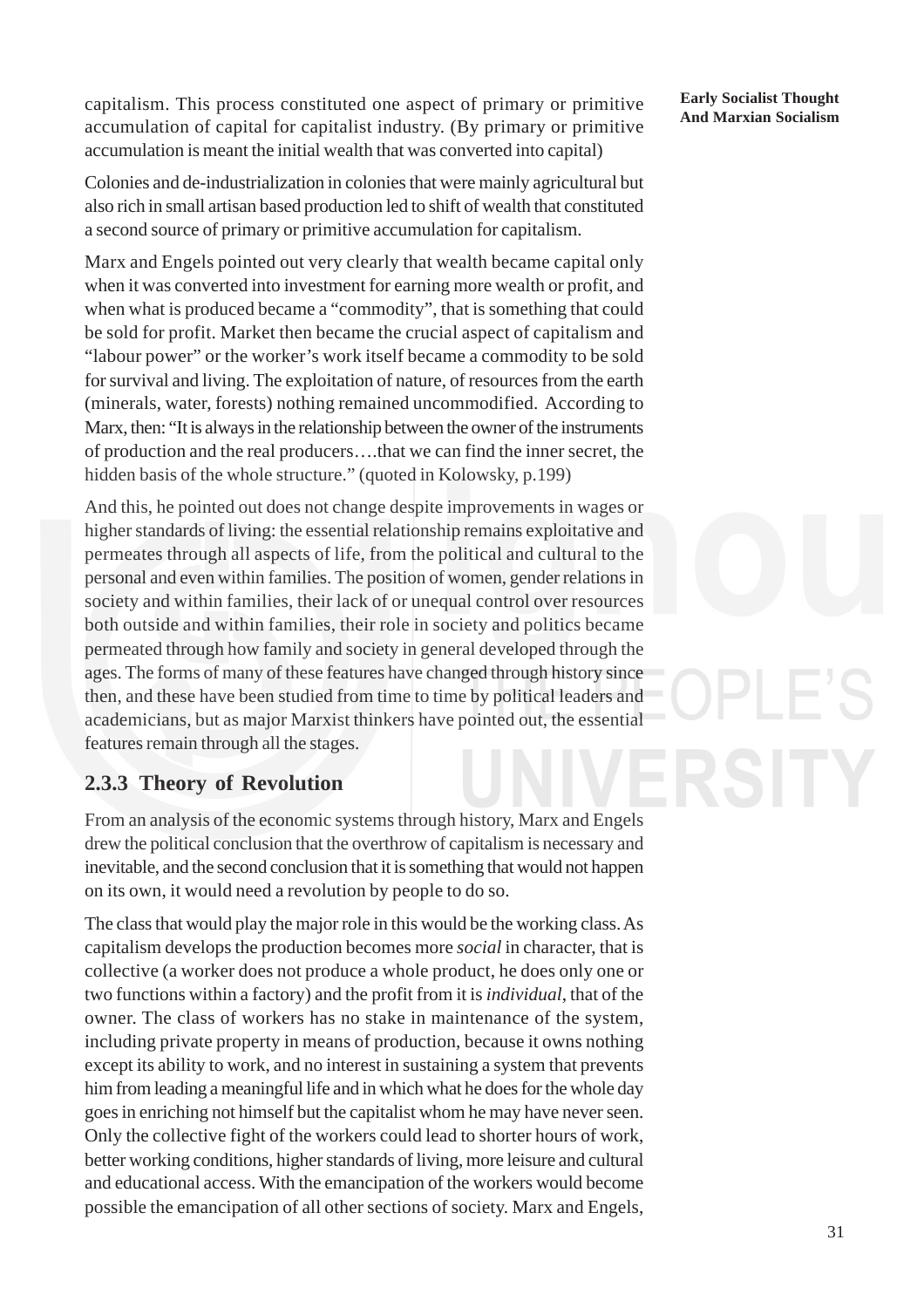capitalism. This process constituted one aspect of primary or primitive accumulation of capital for capitalist industry. (By primary or primitive accumulation is meant the initial wealth that was converted into capital)

Colonies and de-industrialization in colonies that were mainly agricultural but also rich in small artisan based production led to shift of wealth that constituted a second source of primary or primitive accumulation for capitalism.

Marx and Engels pointed out very clearly that wealth became capital only when it was converted into investment for earning more wealth or profit, and when what is produced became a "commodity", that is something that could be sold for profit. Market then became the crucial aspect of capitalism and "labour power" or the worker's work itself became a commodity to be sold for survival and living. The exploitation of nature, of resources from the earth (minerals, water, forests) nothing remained uncommodified. According to Marx, then: "It is always in the relationship between the owner of the instruments of production and the real producers….that we can find the inner secret, the hidden basis of the whole structure." (quoted in Kolowsky, p.199)

And this, he pointed out does not change despite improvements in wages or higher standards of living: the essential relationship remains exploitative and permeates through all aspects of life, from the political and cultural to the personal and even within families. The position of women, gender relations in society and within families, their lack of or unequal control over resources both outside and within families, their role in society and politics became permeated through how family and society in general developed through the ages. The forms of many of these features have changed through history since then, and these have been studied from time to time by political leaders and academicians, but as major Marxist thinkers have pointed out, the essential features remain through all the stages.

### 2.3.3 Theory of Revolution

From an analysis of the economic systems through history, Marx and Engels drew the political conclusion that the overthrow of capitalism is necessary and inevitable, and the second conclusion that it is something that would not happen on its own, it would need a revolution by people to do so.

The class that would play the major role in this would be the working class. As capitalism develops the production becomes more *social* in character, that is collective (a worker does not produce a whole product, he does only one or two functions within a factory) and the profit from it is *individual*, that of the owner. The class of workers has no stake in maintenance of the system, including private property in means of production, because it owns nothing except its ability to work, and no interest in sustaining a system that prevents him from leading a meaningful life and in which what he does for the whole day goes in enriching not himself but the capitalist whom he may have never seen. Only the collective fight of the workers could lead to shorter hours of work, better working conditions, higher standards of living, more leisure and cultural and educational access. With the emancipation of the workers would become possible the emancipation of all other sections of society. Marx and Engels,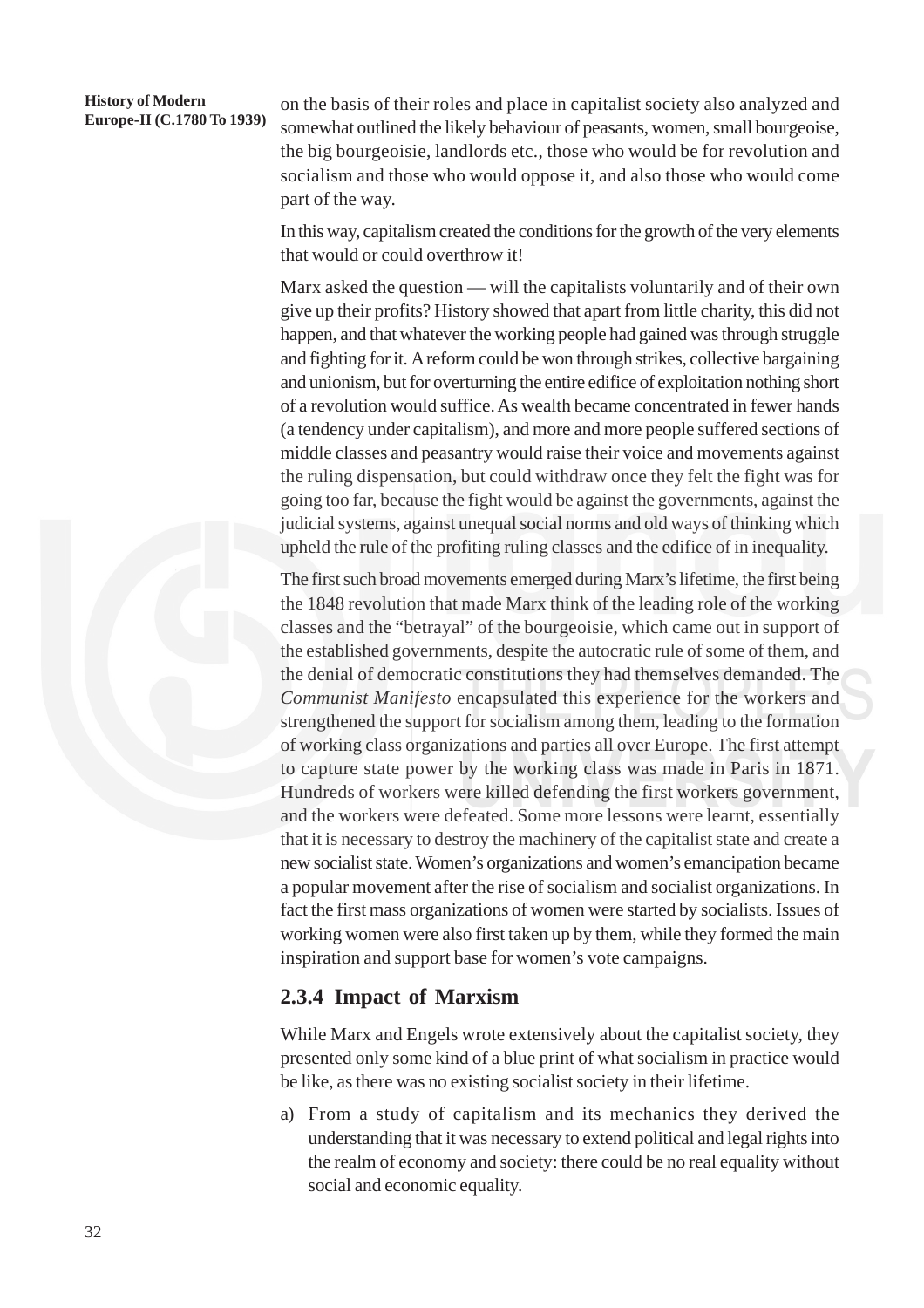on the basis of their roles and place in capitalist society also analyzed and somewhat outlined the likely behaviour of peasants, women, small bourgeoise, the big bourgeoisie, landlords etc., those who would be for revolution and socialism and those who would oppose it, and also those who would come part of the way.

In this way, capitalism created the conditions for the growth of the very elements that would or could overthrow it!

Marx asked the question — will the capitalists voluntarily and of their own give up their profits? History showed that apart from little charity, this did not happen, and that whatever the working people had gained was through struggle and fighting for it. A reform could be won through strikes, collective bargaining and unionism, but for overturning the entire edifice of exploitation nothing short of a revolution would suffice. As wealth became concentrated in fewer hands (a tendency under capitalism), and more and more people suffered sections of middle classes and peasantry would raise their voice and movements against the ruling dispensation, but could withdraw once they felt the fight was for going too far, because the fight would be against the governments, against the judicial systems, against unequal social norms and old ways of thinking which upheld the rule of the profiting ruling classes and the edifice of in inequality.

The first such broad movements emerged during Marx's lifetime, the first being the 1848 revolution that made Marx think of the leading role of the working classes and the "betrayal" of the bourgeoisie, which came out in support of the established governments, despite the autocratic rule of some of them, and the denial of democratic constitutions they had themselves demanded. The *Communist Manifesto* encapsulated this experience for the workers and strengthened the support for socialism among them, leading to the formation of working class organizations and parties all over Europe. The first attempt to capture state power by the working class was made in Paris in 1871. Hundreds of workers were killed defending the first workers government, and the workers were defeated. Some more lessons were learnt, essentially that it is necessary to destroy the machinery of the capitalist state and create a new socialist state. Women's organizations and women's emancipation became a popular movement after the rise of socialism and socialist organizations. In fact the first mass organizations of women were started by socialists. Issues of working women were also first taken up by them, while they formed the main inspiration and support base for women's vote campaigns.

### 2.3.4 Impact of Marxism

While Marx and Engels wrote extensively about the capitalist society, they presented only some kind of a blue print of what socialism in practice would be like, as there was no existing socialist society in their lifetime.

a) From a study of capitalism and its mechanics they derived the understanding that it was necessary to extend political and legal rights into the realm of economy and society: there could be no real equality without social and economic equality.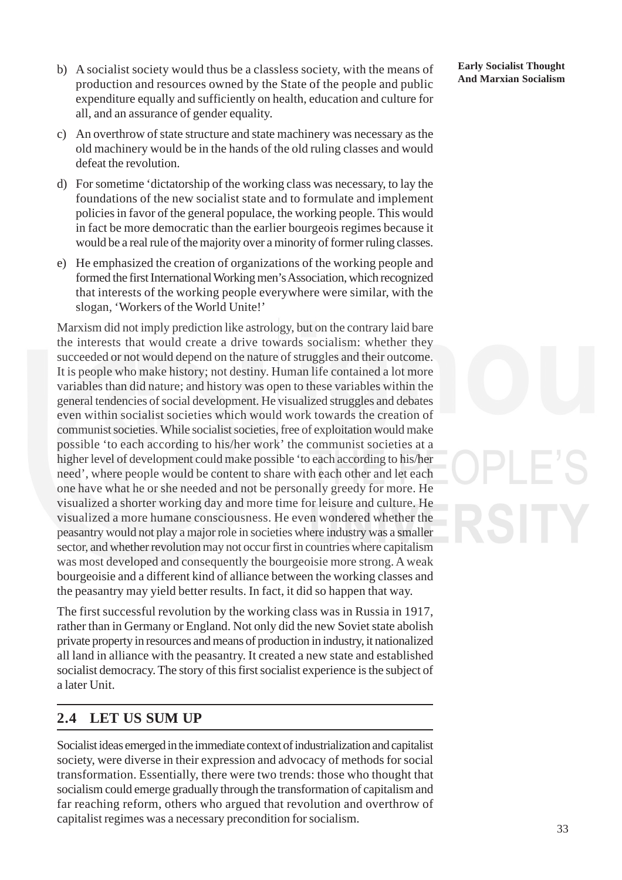b) A socialist society would thus be a classless society, with the means of production and resources owned by the State of the people and public expenditure equally and sufficiently on health, education and culture for all, and an assurance of gender equality.

c) An overthrow of state structure and state machinery was necessary as the old machinery would be in the hands of the old ruling classes and would defeat the revolution.

d) For sometime 'dictatorship of the working class was necessary, to lay the foundations of the new socialist state and to formulate and implement policies in favor of the general populace, the working people. This would in fact be more democratic than the earlier bourgeois regimes because it would be a real rule of the majority over a minority of former ruling classes.

e) He emphasized the creation of organizations of the working people and formed the first International Working men's Association, which recognized that interests of the working people everywhere were similar, with the slogan, 'Workers of the World Unite!'

Marxism did not imply prediction like astrology, but on the contrary laid bare the interests that would create a drive towards socialism: whether they succeeded or not would depend on the nature of struggles and their outcome. It is people who make history; not destiny. Human life contained a lot more variables than did nature; and history was open to these variables within the general tendencies of social development. He visualized struggles and debates even within socialist societies which would work towards the creation of communist societies. While socialist societies, free of exploitation would make possible 'to each according to his/her work' the communist societies at a higher level of development could make possible 'to each according to his/her need', where people would be content to share with each other and let each one have what he or she needed and not be personally greedy for more. He visualized a shorter working day and more time for leisure and culture. He visualized a more humane consciousness. He even wondered whether the peasantry would not play a major role in societies where industry was a smaller sector, and whether revolution may not occur first in countries where capitalism was most developed and consequently the bourgeoisie more strong. A weak bourgeoisie and a different kind of alliance between the working classes and the peasantry may yield better results. In fact, it did so happen that way.

The first successful revolution by the working class was in Russia in 1917, rather than in Germany or England. Not only did the new Soviet state abolish private property in resources and means of production in industry, it nationalized all land in alliance with the peasantry. It created a new state and established socialist democracy. The story of this first socialist experience is the subject of a later Unit.

## 2.4 LET US SUM UP

Socialist ideas emerged in the immediate context of industrialization and capitalist society, were diverse in their expression and advocacy of methods for social transformation. Essentially, there were two trends: those who thought that socialism could emerge gradually through the transformation of capitalism and far reaching reform, others who argued that revolution and overthrow of capitalist regimes was a necessary precondition for socialism.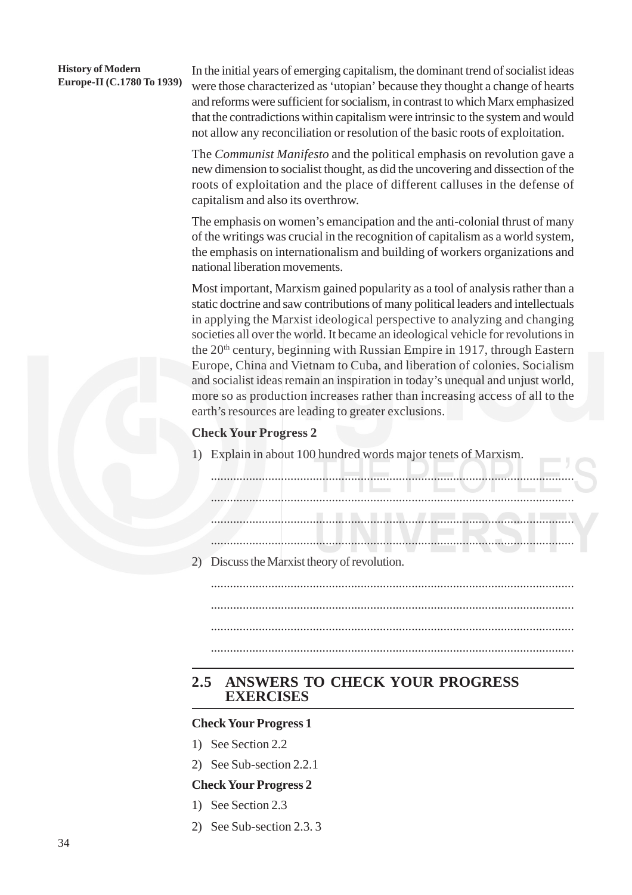In the initial years of emerging capitalism, the dominant trend of socialist ideas were those characterized as 'utopian' because they thought a change of hearts and reforms were sufficient for socialism, in contrast to which Marx emphasized that the contradictions within capitalism were intrinsic to the system and would not allow any reconciliation or resolution of the basic roots of exploitation.

The *Communist Manifesto* and the political emphasis on revolution gave a new dimension to socialist thought, as did the uncovering and dissection of the roots of exploitation and the place of different calluses in the defense of capitalism and also its overthrow.

The emphasis on women's emancipation and the anti-colonial thrust of many of the writings was crucial in the recognition of capitalism as a world system, the emphasis on internationalism and building of workers organizations and national liberation movements.

Most important, Marxism gained popularity as a tool of analysis rather than a static doctrine and saw contributions of many political leaders and intellectuals in applying the Marxist ideological perspective to analyzing and changing societies all over the world. It became an ideological vehicle for revolutions in the 20th century, beginning with Russian Empire in 1917, through Eastern Europe, China and Vietnam to Cuba, and liberation of colonies. Socialism and socialist ideas remain an inspiration in today's unequal and unjust world, more so as production increases rather than increasing access of all to the earth's resources are leading to greater exclusions.

**Check Your Progress 2**

1) Explain in about 100 hundred words major tenets of Marxism.

.................................................................................................................

.................................................................................................................

.................................................................................................................

.................................................................................................................

2) Discuss the Marxist theory of revolution.

.................................................................................................................

.................................................................................................................

.................................................................................................................

.................................................................................................................

## 2.5 ANSWERS TO CHECK YOUR PROGRESS EXERCISES

**Check Your Progress 1**

1) See Section 2.2
2) See Sub-section 2.2.1

**Check Your Progress 2**

1) See Section 2.3
2) See Sub-section 2.3. 3